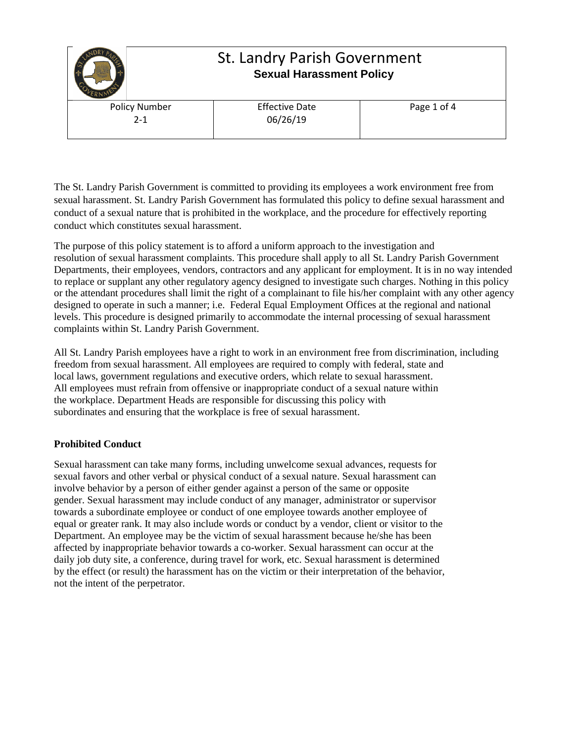# St. Landry Parish Government

## Sexual Harassment Policy

| Policy Number | Effective Date |
|---|---|
| 2-1 | 06/26/19 |

The St. Landry Parish Government is committed to providing its employees a work environment free from sexual harassment. St. Landry Parish Government has formulated this policy to define sexual harassment and conduct of a sexual nature that is prohibited in the workplace, and the procedure for effectively reporting conduct which constitutes sexual harassment.

The purpose of this policy statement is to afford a uniform approach to the investigation and resolution of sexual harassment complaints. This procedure shall apply to all St. Landry Parish Government Departments, their employees, vendors, contractors and any applicant for employment. It is in no way intended to replace or supplant any other regulatory agency designed to investigate such charges. Nothing in this policy or the attendant procedures shall limit the right of a complainant to file his/her complaint with any other agency designed to operate in such a manner; i.e. Federal Equal Employment Offices at the regional and national levels. This procedure is designed primarily to accommodate the internal processing of sexual harassment complaints within St. Landry Parish Government.

All St. Landry Parish employees have a right to work in an environment free from discrimination, including freedom from sexual harassment. All employees are required to comply with federal, state and local laws, government regulations and executive orders, which relate to sexual harassment. All employees must refrain from offensive or inappropriate conduct of a sexual nature within the workplace. Department Heads are responsible for discussing this policy with subordinates and ensuring that the workplace is free of sexual harassment.

**Prohibited Conduct**

Sexual harassment can take many forms, including unwelcome sexual advances, requests for sexual favors and other verbal or physical conduct of a sexual nature. Sexual harassment can involve behavior by a person of either gender against a person of the same or opposite gender. Sexual harassment may include conduct of any manager, administrator or supervisor towards a subordinate employee or conduct of one employee towards another employee of equal or greater rank. It may also include words or conduct by a vendor, client or visitor to the Department. An employee may be the victim of sexual harassment because he/she has been affected by inappropriate behavior towards a co-worker. Sexual harassment can occur at the daily job duty site, a conference, during travel for work, etc. Sexual harassment is determined by the effect (or result) the harassment has on the victim or their interpretation of the behavior, not the intent of the perpetrator.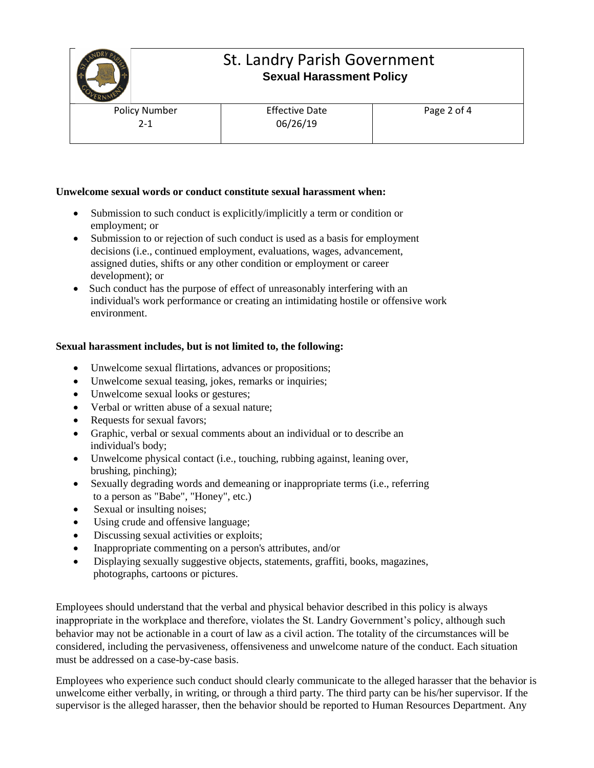**Unwelcome sexual words or conduct constitute sexual harassment when:**

- Submission to such conduct is explicitly/implicitly a term or condition or employment; or
- Submission to or rejection of such conduct is used as a basis for employment decisions (i.e., continued employment, evaluations, wages, advancement, assigned duties, shifts or any other condition or employment or career development); or
- Such conduct has the purpose of effect of unreasonably interfering with an individual's work performance or creating an intimidating hostile or offensive work environment.

**Sexual harassment includes, but is not limited to, the following:**

- Unwelcome sexual flirtations, advances or propositions;
- Unwelcome sexual teasing, jokes, remarks or inquiries;
- Unwelcome sexual looks or gestures;
- Verbal or written abuse of a sexual nature;
- Requests for sexual favors;
- Graphic, verbal or sexual comments about an individual or to describe an individual's body;
- Unwelcome physical contact (i.e., touching, rubbing against, leaning over, brushing, pinching);
- Sexually degrading words and demeaning or inappropriate terms (i.e., referring to a person as "Babe", "Honey", etc.)
- Sexual or insulting noises;
- Using crude and offensive language;
- Discussing sexual activities or exploits;
- Inappropriate commenting on a person's attributes, and/or
- Displaying sexually suggestive objects, statements, graffiti, books, magazines, photographs, cartoons or pictures.

Employees should understand that the verbal and physical behavior described in this policy is always inappropriate in the workplace and therefore, violates the St. Landry Government's policy, although such behavior may not be actionable in a court of law as a civil action. The totality of the circumstances will be considered, including the pervasiveness, offensiveness and unwelcome nature of the conduct. Each situation must be addressed on a case-by-case basis.

Employees who experience such conduct should clearly communicate to the alleged harasser that the behavior is unwelcome either verbally, in writing, or through a third party. The third party can be his/her supervisor. If the supervisor is the alleged harasser, then the behavior should be reported to Human Resources Department. Any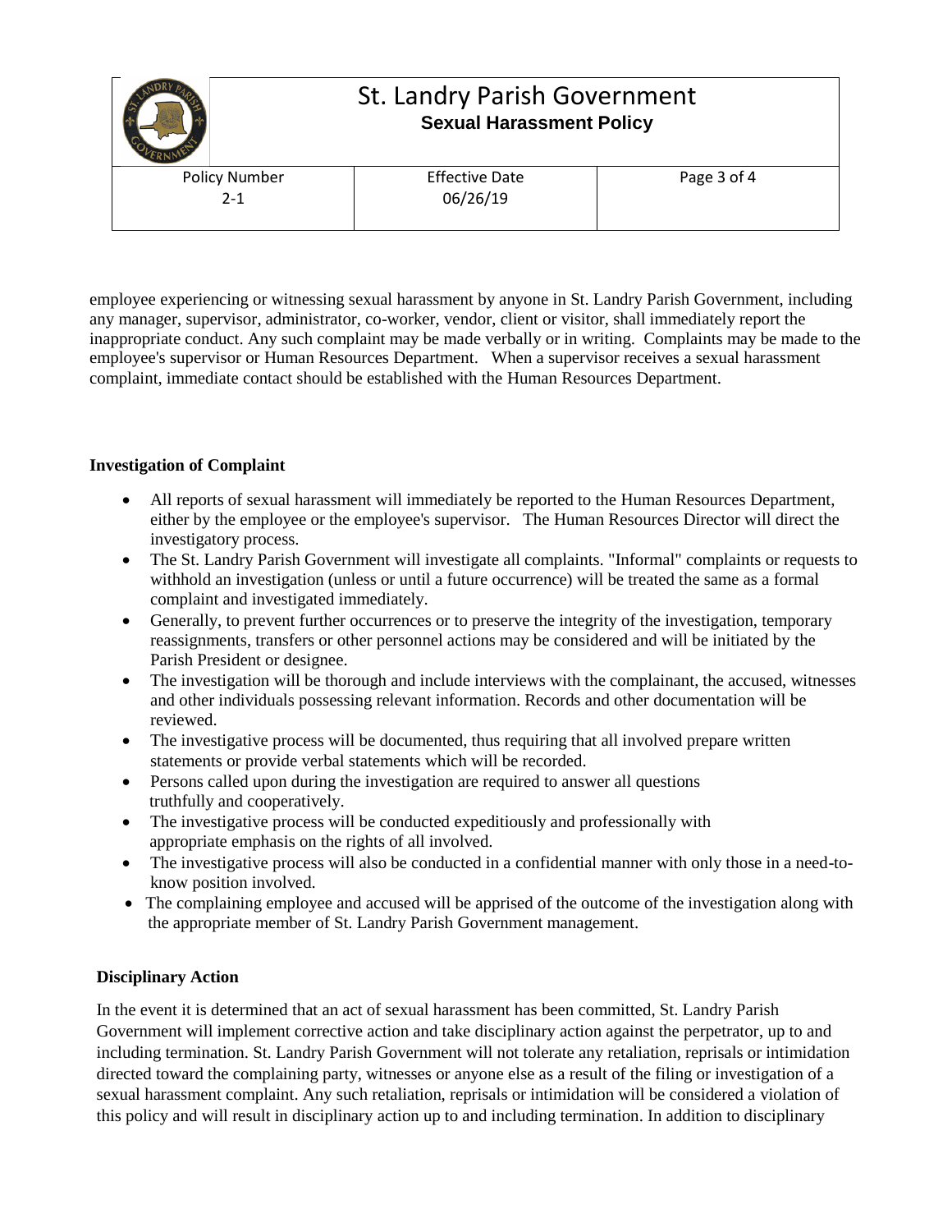employee experiencing or witnessing sexual harassment by anyone in St. Landry Parish Government, including any manager, supervisor, administrator, co-worker, vendor, client or visitor, shall immediately report the inappropriate conduct. Any such complaint may be made verbally or in writing. Complaints may be made to the employee's supervisor or Human Resources Department. When a supervisor receives a sexual harassment complaint, immediate contact should be established with the Human Resources Department.

**Investigation of Complaint**

- All reports of sexual harassment will immediately be reported to the Human Resources Department, either by the employee or the employee's supervisor. The Human Resources Director will direct the investigatory process.
- The St. Landry Parish Government will investigate all complaints. "Informal" complaints or requests to withhold an investigation (unless or until a future occurrence) will be treated the same as a formal complaint and investigated immediately.
- Generally, to prevent further occurrences or to preserve the integrity of the investigation, temporary reassignments, transfers or other personnel actions may be considered and will be initiated by the Parish President or designee.
- The investigation will be thorough and include interviews with the complainant, the accused, witnesses and other individuals possessing relevant information. Records and other documentation will be reviewed.
- The investigative process will be documented, thus requiring that all involved prepare written statements or provide verbal statements which will be recorded.
- Persons called upon during the investigation are required to answer all questions truthfully and cooperatively.
- The investigative process will be conducted expeditiously and professionally with appropriate emphasis on the rights of all involved.
- The investigative process will also be conducted in a confidential manner with only those in a need-to-know position involved.
- The complaining employee and accused will be apprised of the outcome of the investigation along with the appropriate member of St. Landry Parish Government management.

**Disciplinary Action**

In the event it is determined that an act of sexual harassment has been committed, St. Landry Parish Government will implement corrective action and take disciplinary action against the perpetrator, up to and including termination. St. Landry Parish Government will not tolerate any retaliation, reprisals or intimidation directed toward the complaining party, witnesses or anyone else as a result of the filing or investigation of a sexual harassment complaint. Any such retaliation, reprisals or intimidation will be considered a violation of this policy and will result in disciplinary action up to and including termination. In addition to disciplinary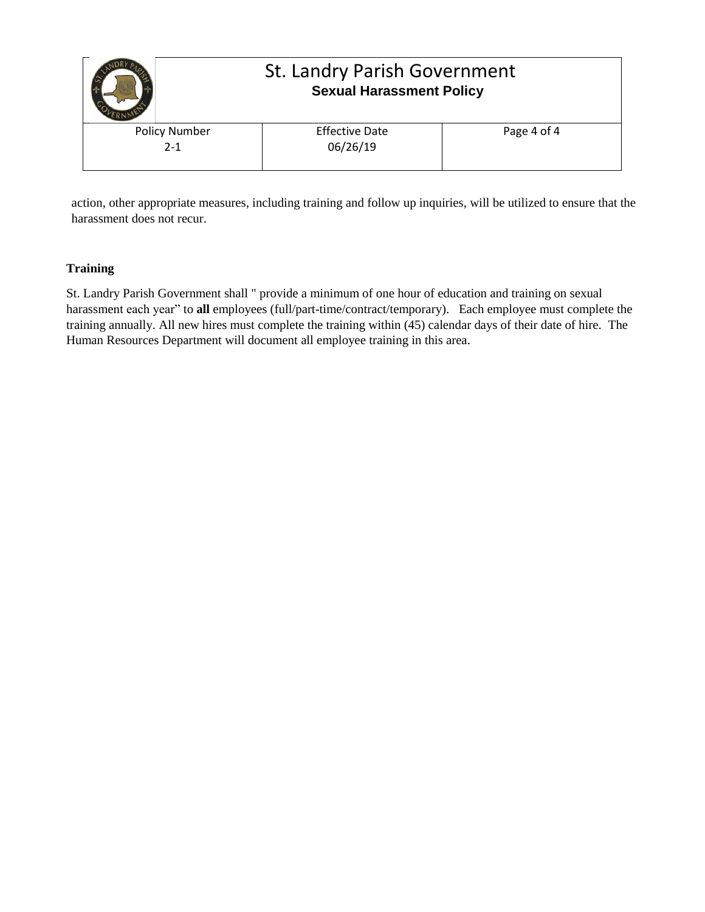action, other appropriate measures, including training and follow up inquiries, will be utilized to ensure that the harassment does not recur.

**Training**

St. Landry Parish Government shall " provide a minimum of one hour of education and training on sexual harassment each year” to **all** employees (full/part-time/contract/temporary). Each employee must complete the training annually. All new hires must complete the training within (45) calendar days of their date of hire. The Human Resources Department will document all employee training in this area.